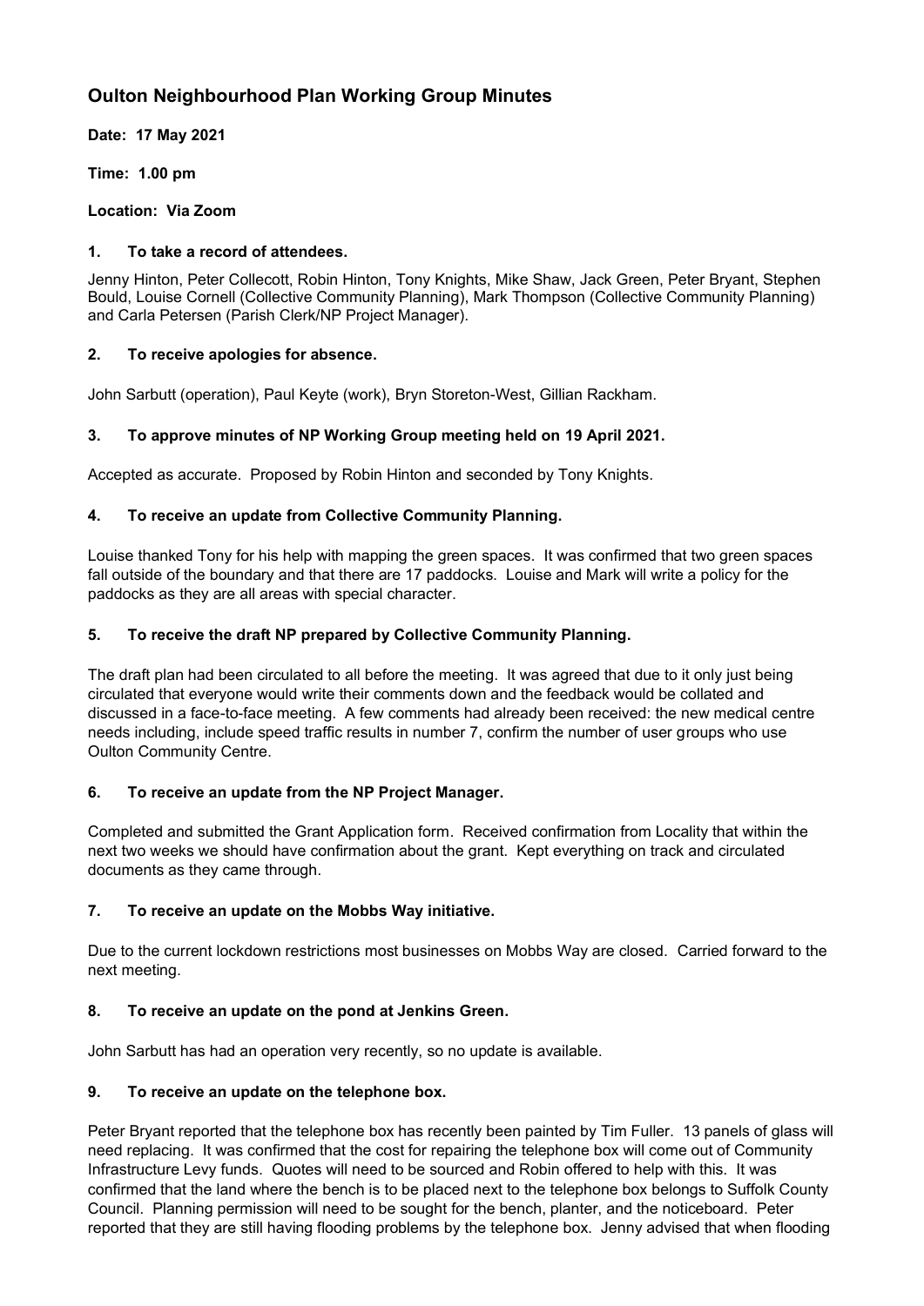# Oulton Neighbourhood Plan Working Group Minutes

**Date: 17 May 2021**

**Time: 1.00 pm**

**Location: Via Zoom**

### 1. To take a record of attendees.

Jenny Hinton, Peter Collecott, Robin Hinton, Tony Knights, Mike Shaw, Jack Green, Peter Bryant, Stephen Bould, Louise Cornell (Collective Community Planning), Mark Thompson (Collective Community Planning) and Carla Petersen (Parish Clerk/NP Project Manager).

### 2. To receive apologies for absence.

John Sarbutt (operation), Paul Keyte (work), Bryn Storeton-West, Gillian Rackham.

### 3. To approve minutes of NP Working Group meeting held on 19 April 2021.

Accepted as accurate. Proposed by Robin Hinton and seconded by Tony Knights.

### 4. To receive an update from Collective Community Planning.

Louise thanked Tony for his help with mapping the green spaces. It was confirmed that two green spaces fall outside of the boundary and that there are 17 paddocks. Louise and Mark will write a policy for the paddocks as they are all areas with special character.

### 5. To receive the draft NP prepared by Collective Community Planning.

The draft plan had been circulated to all before the meeting. It was agreed that due to it only just being circulated that everyone would write their comments down and the feedback would be collated and discussed in a face-to-face meeting. A few comments had already been received: the new medical centre needs including, include speed traffic results in number 7, confirm the number of user groups who use Oulton Community Centre.

### 6. To receive an update from the NP Project Manager.

Completed and submitted the Grant Application form. Received confirmation from Locality that within the next two weeks we should have confirmation about the grant. Kept everything on track and circulated documents as they came through.

### 7. To receive an update on the Mobbs Way initiative.

Due to the current lockdown restrictions most businesses on Mobbs Way are closed. Carried forward to the next meeting.

### 8. To receive an update on the pond at Jenkins Green.

John Sarbutt has had an operation very recently, so no update is available.

### 9. To receive an update on the telephone box.

Peter Bryant reported that the telephone box has recently been painted by Tim Fuller. 13 panels of glass will need replacing. It was confirmed that the cost for repairing the telephone box will come out of Community Infrastructure Levy funds. Quotes will need to be sourced and Robin offered to help with this. It was confirmed that the land where the bench is to be placed next to the telephone box belongs to Suffolk County Council. Planning permission will need to be sought for the bench, planter, and the noticeboard. Peter reported that they are still having flooding problems by the telephone box. Jenny advised that when flooding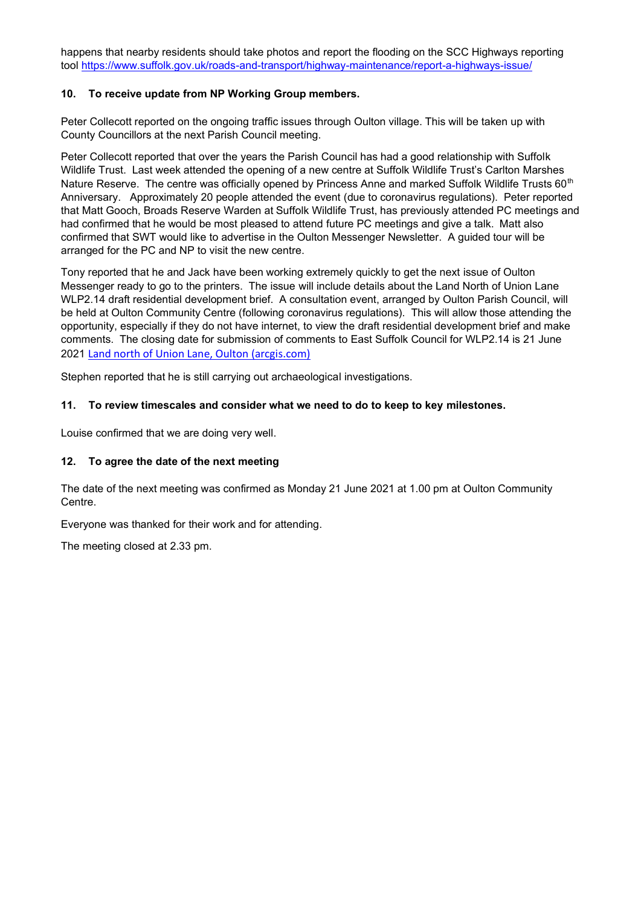happens that nearby residents should take photos and report the flooding on the SCC Highways reporting tool https://www.suffolk.gov.uk/roads-and-transport/highway-maintenance/report-a-highways-issue/

**10. To receive update from NP Working Group members.**

Peter Collecott reported on the ongoing traffic issues through Oulton village. This will be taken up with County Councillors at the next Parish Council meeting.

Peter Collecott reported that over the years the Parish Council has had a good relationship with Suffolk Wildlife Trust. Last week attended the opening of a new centre at Suffolk Wildlife Trust's Carlton Marshes Nature Reserve. The centre was officially opened by Princess Anne and marked Suffolk Wildlife Trusts 60th Anniversary. Approximately 20 people attended the event (due to coronavirus regulations). Peter reported that Matt Gooch, Broads Reserve Warden at Suffolk Wildlife Trust, has previously attended PC meetings and had confirmed that he would be most pleased to attend future PC meetings and give a talk. Matt also confirmed that SWT would like to advertise in the Oulton Messenger Newsletter. A guided tour will be arranged for the PC and NP to visit the new centre.

Tony reported that he and Jack have been working extremely quickly to get the next issue of Oulton Messenger ready to go to the printers. The issue will include details about the Land North of Union Lane WLP2.14 draft residential development brief. A consultation event, arranged by Oulton Parish Council, will be held at Oulton Community Centre (following coronavirus regulations). This will allow those attending the opportunity, especially if they do not have internet, to view the draft residential development brief and make comments. The closing date for submission of comments to East Suffolk Council for WLP2.14 is 21 June 2021 Land north of Union Lane, Oulton (arcgis.com)

Stephen reported that he is still carrying out archaeological investigations.

**11. To review timescales and consider what we need to do to keep to key milestones.**

Louise confirmed that we are doing very well.

**12. To agree the date of the next meeting**

The date of the next meeting was confirmed as Monday 21 June 2021 at 1.00 pm at Oulton Community Centre.

Everyone was thanked for their work and for attending.

The meeting closed at 2.33 pm.